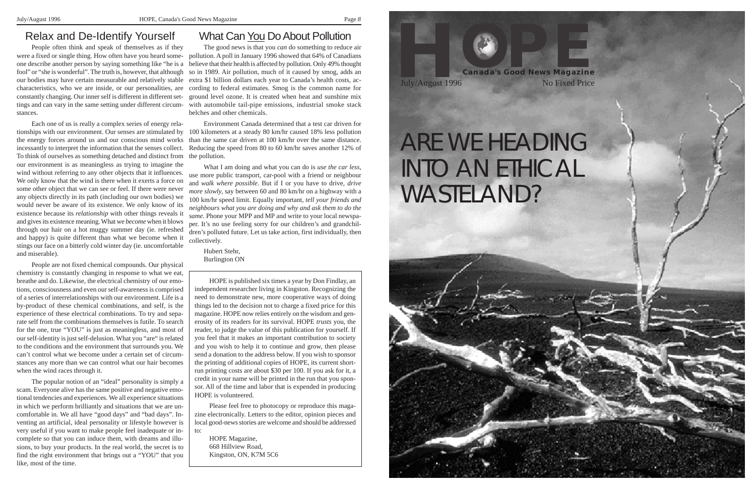## Relax and De-Identify Yourself

People often think and speak of themselves as if they were a fixed or single thing. How often have you heard someone describe another person by saying something like "he is a fool" or "she is wonderful". The truth is, however, that although our bodies may have certain measurable and relatively stable characteristics, who we are inside, or our personalities, are constantly changing. Our inner self is different in different settings and can vary in the same setting under different circumstances.

Each one of us is really a complex series of energy relationships with our environment. Our senses are stimulated by the energy forces around us and our conscious mind works incessantly to interpret the information that the senses collect. To think of ourselves as something detached and distinct from our environment is as meaningless as trying to imagine the wind without referring to any other objects that it influences. We only know that the wind is there when it exerts a force on some other object that we can see or feel. If there were never any objects directly in its path (including our own bodies) we would never be aware of its existence. We only know of its existence because its *relationship* with other things reveals it and gives its existence meaning. What we *become* when it blows through our hair on a hot muggy summer day (ie. refreshed and happy) is quite different than what we become when it stings our face on a bitterly cold winter day (ie. uncomfortable and miserable).

People are not fixed chemical compounds. Our physical chemistry is constantly changing in response to what we eat, breathe and do. Likewise, the electrical chemistry of our emotions, consciousness and even our self-awareness is comprised of a series of interrelationships with our environment. Life is a by-product of these chemical combinations, and self, is the experience of these electrical combinations. To try and separate self from the combinations themselves is futile. To search for the one, true "YOU" is just as meaningless, and most of our self-identity is just self-delusion. What you "are" is related to the conditions and the environment that surrounds you. We can't control what we become under a certain set of circumstances any more than we can control what our hair becomes when the wind races through it.

The popular notion of an "ideal" personality is simply a scam. Everyone alive has the same positive and negative emotional tendencies and experiences. We all experience situations in which we perform brilliantly and situations that we are uncomfortable in. We all have "good days" and "bad days". Inventing an artificial, ideal personality or lifestyle however is very useful if you want to make people feel inadequate or incomplete so that you can induce them, with dreams and illusions, to buy your products. In the real world, the secret is to find the right environment that brings out a "YOU" that you like, most of the time.

## What Can You Do About Pollution

The good news is that you *can* do something to reduce air pollution. A poll in January 1996 showed that 64% of Canadians believe that their health is affected by pollution. Only 49% thought so in 1989. Air pollution, much of it caused by smog, adds an extra $1 billion dollars each year to Canada's health costs, according to federal estimates. Smog is the common name for ground level ozone. It is created when heat and sunshine mix with automobile tail-pipe emissions, industrial smoke stack belches and other chemicals.

Environment Canada determined that a test car driven for 100 kilometers at a steady 80 km/hr caused 18% less pollution than the same car driven at 100 km/hr over the same distance. Reducing the speed from 80 to 60 km/hr saves another 12% of the pollution.

What I am doing and what you can do is *use the car less*, use more public transport, car-pool with a friend or neighbour and *walk where possible*. But if I or you have to drive, *drive more slowly*, say between 60 and 80 km/hr on a highway with a 100 km/hr speed limit. Equally important, *tell your friends and neighbours what you are doing and why and ask them to do the same*. Phone your MPP and MP and write to your local newspaper. It's no use feeling sorry for our children's and grandchildren's polluted future. Let us take action, first individually, then collectively.

Hubert Stehr,
Burlington ON

---

HOPE is published six times a year by Don Findlay, an independent researcher living in Kingston. Recognizing the need to demonstrate new, more cooperative ways of doing things led to the decision not to charge a fixed price for this magazine. HOPE now relies entirely on the wisdom and generosity of its readers for its survival. HOPE *trusts* you, the reader, to judge the value of this publication for yourself. If you feel that it makes an important contribution to society and you wish to help it to continue and grow, then please send a donation to the address below. If you wish to sponsor the printing of additional copies of HOPE, its current short-run printing costs are about $30 per 100. If you ask for it, a credit in your name will be printed in the run that you sponsor. All of the time and labor that is expended in producing HOPE is volunteered.

Please feel free to photocopy or reproduce this magazine electronically. Letters to the editor, opinion pieces and local good-news stories are welcome and should be addressed to:

HOPE Magazine,
668 Hillview Road,
Kingston, ON, K7M 5C6

---

# HOPE

**Canada's Good News Magazine**

July/August 1996 — No Fixed Price

# ARE WE HEADING INTO AN ETHICAL WASTELAND?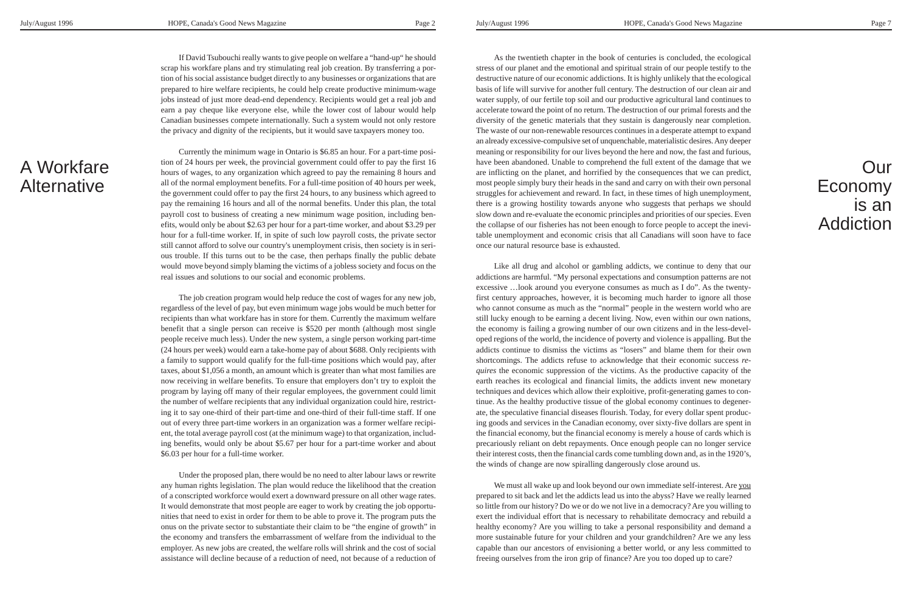# A Workfare Alternative

If David Tsubouchi really wants to give people on welfare a "hand-up" he should scrap his workfare plans and try stimulating real job creation. By transferring a portion of his social assistance budget directly to any businesses or organizations that are prepared to hire welfare recipients, he could help create productive minimum-wage jobs instead of just more dead-end dependency. Recipients would get a real job and earn a pay cheque like everyone else, while the lower cost of labour would help Canadian businesses compete internationally. Such a system would not only restore the privacy and dignity of the recipients, but it would save taxpayers money too.

Currently the minimum wage in Ontario is $6.85 an hour. For a part-time position of 24 hours per week, the provincial government could offer to pay the first 16 hours of wages, to any organization which agreed to pay the remaining 8 hours and all of the normal employment benefits. For a full-time position of 40 hours per week, the government could offer to pay the first 24 hours, to any business which agreed to pay the remaining 16 hours and all of the normal benefits. Under this plan, the total payroll cost to business of creating a new minimum wage position, including benefits, would only be about $2.63 per hour for a part-time worker, and about $3.29 per hour for a full-time worker. If, in spite of such low payroll costs, the private sector still cannot afford to solve our country's unemployment crisis, then society is in serious trouble. If this turns out to be the case, then perhaps finally the public debate would move beyond simply blaming the victims of a jobless society and focus on the real issues and solutions to our social and economic problems.

The job creation program would help reduce the cost of wages for any new job, regardless of the level of pay, but even minimum wage jobs would be much better for recipients than what workfare has in store for them. Currently the maximum welfare benefit that a single person can receive is $520 per month (although most single people receive much less). Under the new system, a single person working part-time (24 hours per week) would earn a take-home pay of about $688. Only recipients with a family to support would qualify for the full-time positions which would pay, after taxes, about $1,056 a month, an amount which is greater than what most families are now receiving in welfare benefits. To ensure that employers don't try to exploit the program by laying off many of their regular employees, the government could limit the number of welfare recipients that any individual organization could hire, restricting it to say one-third of their part-time and one-third of their full-time staff. If one out of every three part-time workers in an organization was a former welfare recipient, the total average payroll cost (at the minimum wage) to that organization, including benefits, would only be about $5.67 per hour for a part-time worker and about $6.03 per hour for a full-time worker.

Under the proposed plan, there would be no need to alter labour laws or rewrite any human rights legislation. The plan would reduce the likelihood that the creation of a conscripted workforce would exert a downward pressure on all other wage rates. It would demonstrate that most people are eager to work by creating the job opportunities that need to exist in order for them to be able to prove it. The program puts the onus on the private sector to substantiate their claim to be "the engine of growth" in the economy and transfers the embarrassment of welfare from the individual to the employer. As new jobs are created, the welfare rolls will shrink and the cost of social assistance will decline because of a reduction of need, not because of a reduction of

# Our Economy is an Addiction

As the twentieth chapter in the book of centuries is concluded, the ecological stress of our planet and the emotional and spiritual strain of our people testify to the destructive nature of our economic addictions. It is highly unlikely that the ecological basis of life will survive for another full century. The destruction of our clean air and water supply, of our fertile top soil and our productive agricultural land continues to accelerate toward the point of no return. The destruction of our primal forests and the diversity of the genetic materials that they sustain is dangerously near completion. The waste of our non-renewable resources continues in a desperate attempt to expand an already excessive-compulsive set of unquenchable, materialistic desires. Any deeper meaning or responsibility for our lives beyond the here and now, the fast and furious, have been abandoned. Unable to comprehend the full extent of the damage that we are inflicting on the planet, and horrified by the consequences that we can predict, most people simply bury their heads in the sand and carry on with their own personal struggles for achievement and reward. In fact, in these times of high unemployment, there is a growing hostility towards anyone who suggests that perhaps we should slow down and re-evaluate the economic principles and priorities of our species. Even the collapse of our fisheries has not been enough to force people to accept the inevitable unemployment and economic crisis that all Canadians will soon have to face once our natural resource base is exhausted.

Like all drug and alcohol or gambling addicts, we continue to deny that our addictions are harmful. "My personal expectations and consumption patterns are not excessive …look around you everyone consumes as much as I do". As the twenty-first century approaches, however, it is becoming much harder to ignore all those who cannot consume as much as the "normal" people in the western world who are still lucky enough to be earning a decent living. Now, even within our own nations, the economy is failing a growing number of our own citizens and in the less-developed regions of the world, the incidence of poverty and violence is appalling. But the addicts continue to dismiss the victims as "losers" and blame them for their own shortcomings. The addicts refuse to acknowledge that their economic success *requires* the economic suppression of the victims. As the productive capacity of the earth reaches its ecological and financial limits, the addicts invent new monetary techniques and devices which allow their exploitive, profit-generating games to continue. As the healthy productive tissue of the global economy continues to degenerate, the speculative financial diseases flourish. Today, for every dollar spent producing goods and services in the Canadian economy, over sixty-five dollars are spent in the financial economy, but the financial economy is merely a house of cards which is precariously reliant on debt repayments. Once enough people can no longer service their interest costs, then the financial cards come tumbling down and, as in the 1920's, the winds of change are now spiralling dangerously close around us.

We must all wake up and look beyond our own immediate self-interest. Are <u>you</u> prepared to sit back and let the addicts lead us into the abyss? Have we really learned so little from our history? Do we or do we not live in a democracy? Are you willing to exert the individual effort that is necessary to rehabilitate democracy and rebuild a healthy economy? Are you willing to take a personal responsibility and demand a more sustainable future for your children and your grandchildren? Are we any less capable than our ancestors of envisioning a better world, or any less committed to freeing ourselves from the iron grip of finance? Are you too doped up to care?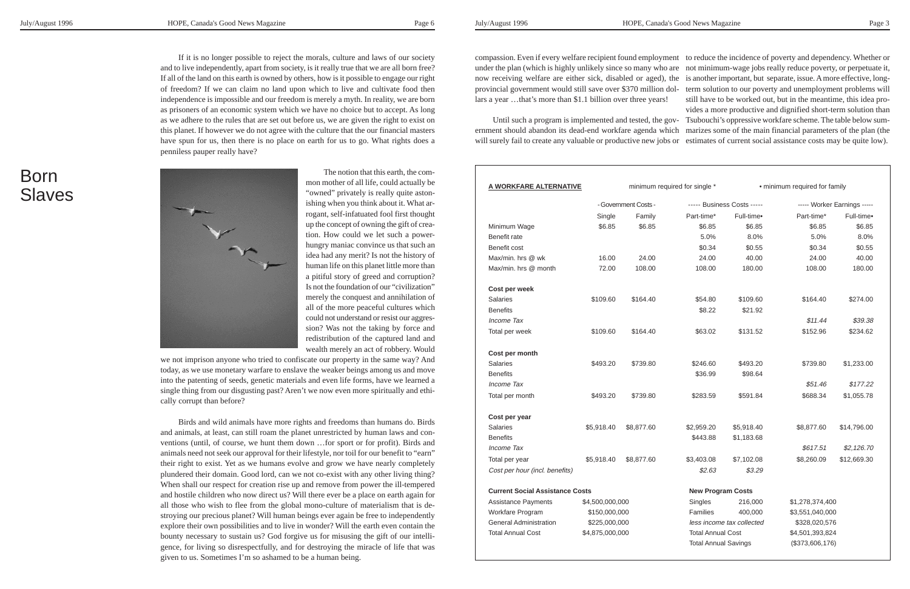If it is no longer possible to reject the morals, culture and laws of our society and to live independently, apart from society, is it really true that we are all born free? If all of the land on this earth is owned by others, how is it possible to engage our right of freedom? If we can claim no land upon which to live and cultivate food then independence is impossible and our freedom is merely a myth. In reality, we are born as prisoners of an economic system which we have no choice but to accept. As long as we adhere to the rules that are set out before us, we are given the right to exist on this planet. If however we do not agree with the culture that the our financial masters have spun for us, then there is no place on earth for us to go. What rights does a penniless pauper really have?

# Born Slaves

The notion that this earth, the common mother of all life, could actually be "owned" privately is really quite astonishing when you think about it. What arrogant, self-infatuated fool first thought up the concept of owning the gift of creation. How could we let such a power-hungry maniac convince us that such an idea had any merit? Is not the history of human life on this planet little more than a pitiful story of greed and corruption? Is not the foundation of our "civilization" merely the conquest and annihilation of all of the more peaceful cultures which could not understand or resist our aggression? Was not the taking by force and redistribution of the captured land and wealth merely an act of robbery. Would we not imprison anyone who tried to confiscate our property in the same way? And today, as we use monetary warfare to enslave the weaker beings among us and move into the patenting of seeds, genetic materials and even life forms, have we learned a single thing from our disgusting past? Aren't we now even more spiritually and ethically corrupt than before?

Birds and wild animals have more rights and freedoms than humans do. Birds and animals, at least, can still roam the planet unrestricted by human laws and conventions (until, of course, we hunt them down …for sport or for profit). Birds and animals need not seek our approval for their lifestyle, nor toil for our benefit to "earn" their right to exist. Yet as we humans evolve and grow we have nearly completely plundered their domain. Good lord, can we not co-exist with any other living thing? When shall our respect for creation rise up and remove from power the ill-tempered and hostile children who now direct us? Will there ever be a place on earth again for all those who wish to flee from the global mono-culture of materialism that is destroying our precious planet? Will human beings ever again be free to independently explore their own possibilities and to live in wonder? Will the earth even contain the bounty necessary to sustain us? God forgive us for misusing the gift of our intelligence, for living so disrespectfully, and for destroying the miracle of life that was given to us. Sometimes I'm so ashamed to be a human being.

compassion. Even if every welfare recipient found employment under the plan (which is highly unlikely since so many who are now receiving welfare are either sick, disabled or aged), the provincial government would still save over $370 million dollars a year …that's more than $1.1 billion over three years!

Until such a program is implemented and tested, the government should abandon its dead-end workfare agenda which will surely fail to create any valuable or productive new jobs or to reduce the incidence of poverty and dependency. Whether or not minimum-wage jobs really reduce poverty, or perpetuate it, is another important, but separate, issue. A more effective, long-term solution to our poverty and unemployment problems will still have to be worked out, but in the meantime, this idea provides a more productive and dignified short-term solution than Tsubouchi's oppressive workfare scheme. The table below summarizes some of the main financial parameters of the plan (the estimates of current social assistance costs may be quite low).

| **A WORKFARE ALTERNATIVE** | minimum required for single * | | | • minimum required for family | | |
|---|---|---|---|---|---|---|
| | - Government Costs - | | ----- Business Costs ----- | | ----- Worker Earnings ----- | |
| | Single | Family | Part-time* | Full-time• | Part-time* | Full-time• |
| Minimum Wage | $6.85 | $6.85 | $6.85 | $6.85 | $6.85 | $6.85 |
| Benefit rate | | | 5.0% | 8.0% | 5.0% | 8.0% |
| Benefit cost | | | $0.34 | $0.55 | $0.34 | $0.55 |
| Max/min. hrs @ wk | 16.00 | 24.00 | 24.00 | 40.00 | 24.00 | 40.00 |
| Max/min. hrs @ month | 72.00 | 108.00 | 108.00 | 180.00 | 108.00 | 180.00 |
| **Cost per week** | | | | | | |
| Salaries | $109.60 | $164.40 | $54.80 | $109.60 | $164.40 | $274.00 |
| Benefits | | | $8.22 | $21.92 | | |
| *Income Tax* | | | | | *$11.44* | *$39.38* |
| Total per week | $109.60 | $164.40 | $63.02 | $131.52 | $152.96 | $234.62 |
| **Cost per month** | | | | | | |
| Salaries | $493.20 | $739.80 | $246.60 | $493.20 | $739.80 | $1,233.00 |
| Benefits | | | $36.99 | $98.64 | | |
| *Income Tax* | | | | | *$51.46* | *$177.22* |
| Total per month | $493.20 | $739.80 | $283.59 | $591.84 | $688.34 | $1,055.78 |
| **Cost per year** | | | | | | |
| Salaries | $5,918.40 | $8,877.60 | $2,959.20 | $5,918.40 | $8,877.60 | $14,796.00 |
| Benefits | | | $443.88 | $1,183.68 | | |
| *Income Tax* | | | | | *$617.51* | *$2,126.70* |
| Total per year | $5,918.40 | $8,877.60 | $3,403.08 | $7,102.08 | $8,260.09 | $12,669.30 |
| *Cost per hour (incl. benefits)* | | | *$2.63* | *$3.29* | | |

| **Current Social Assistance Costs** | |
|---|---|
| Assistance Payments | $4,500,000,000 |
| Workfare Program | $150,000,000 |
| General Administration | $225,000,000 |
| Total Annual Cost | $4,875,000,000 |

| **New Program Costs** | | |
|---|---|---|
| Singles | 216,000 | $1,278,374,400 |
| Families | 400,000 | $3,551,040,000 |
| *less income tax collected* | | $328,020,576 |
| Total Annual Cost | | $4,501,393,824 |
| Total Annual Savings | | ($373,606,176) |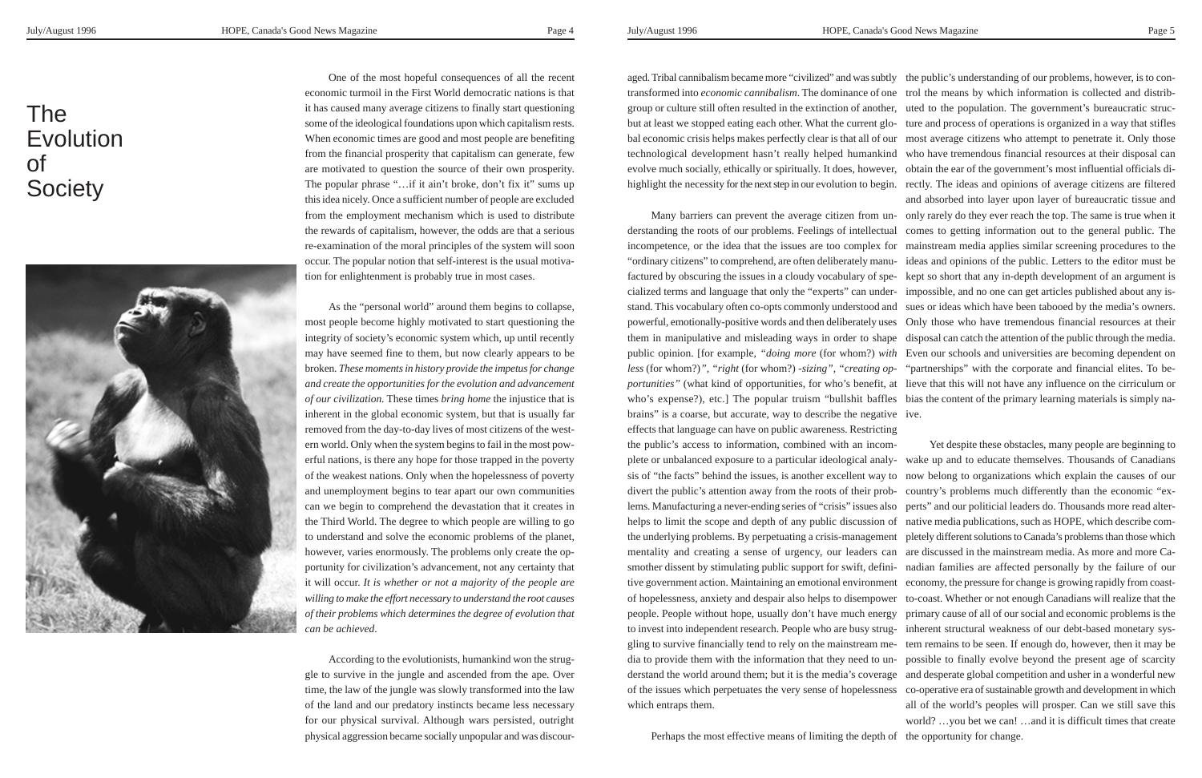# The Evolution of Society

One of the most hopeful consequences of all the recent economic turmoil in the First World democratic nations is that it has caused many average citizens to finally start questioning some of the ideological foundations upon which capitalism rests. When economic times are good and most people are benefiting from the financial prosperity that capitalism can generate, few are motivated to question the source of their own prosperity. The popular phrase "…if it ain't broke, don't fix it" sums up this idea nicely. Once a sufficient number of people are excluded from the employment mechanism which is used to distribute the rewards of capitalism, however, the odds are that a serious re-examination of the moral principles of the system will soon occur. The popular notion that self-interest is the usual motivation for enlightenment is probably true in most cases.

As the "personal world" around them begins to collapse, most people become highly motivated to start questioning the integrity of society's economic system which, up until recently may have seemed fine to them, but now clearly appears to be broken. *These moments in history provide the impetus for change and create the opportunities for the evolution and advancement of our civilization.* These times *bring home* the injustice that is inherent in the global economic system, but that is usually far removed from the day-to-day lives of most citizens of the western world. Only when the system begins to fail in the most powerful nations, is there any hope for those trapped in the poverty of the weakest nations. Only when the hopelessness of poverty and unemployment begins to tear apart our own communities can we begin to comprehend the devastation that it creates in the Third World. The degree to which people are willing to go to understand and solve the economic problems of the planet, however, varies enormously. The problems only create the opportunity for civilization's advancement, not any certainty that it will occur. *It is whether or not a majority of the people are willing to make the effort necessary to understand the root causes of their problems which determines the degree of evolution that can be achieved.*

According to the evolutionists, humankind won the struggle to survive in the jungle and ascended from the ape. Over time, the law of the jungle was slowly transformed into the law of the land and our predatory instincts became less necessary for our physical survival. Although wars persisted, outright physical aggression became socially unpopular and was discouraged. Tribal cannibalism became more "civilized" and was subtly transformed into *economic cannibalism*. The dominance of one group or culture still often resulted in the extinction of another, but at least we stopped eating each other. What the current global economic crisis helps makes perfectly clear is that all of our technological development hasn't really helped humankind evolve much socially, ethically or spiritually. It does, however, highlight the necessity for the next step in our evolution to begin.

Many barriers can prevent the average citizen from understanding the roots of our problems. Feelings of intellectual incompetence, or the idea that the issues are too complex for "ordinary citizens" to comprehend, are often deliberately manufactored by obscuring the issues in a cloudy vocabulary of specialized terms and language that only the "experts" can understand. This vocabulary often co-opts commonly understood and powerful, emotionally-positive words and then deliberately uses them in manipulative and misleading ways in order to shape public opinion. [for example, *"doing more* (for whom?) *with less* (for whom?)*", "right* (for whom?) *-sizing", "creating opportunities"* (what kind of opportunities, for who's benefit, at who's expense?), etc.] The popular truism "bullshit baffles brains" is a coarse, but accurate, way to describe the negative effects that language can have on public awareness. Restricting the public's access to information, combined with an incomplete or unbalanced exposure to a particular ideological analysis of "the facts" behind the issues, is another excellent way to divert the public's attention away from the roots of their problems. Manufacturing a never-ending series of "crisis" issues also helps to limit the scope and depth of any public discussion of the underlying problems. By perpetuating a crisis-management mentality and creating a sense of urgency, our leaders can smother dissent by stimulating public support for swift, definitive government action. Maintaining an emotional environment of hopelessness, anxiety and despair also helps to disempower people. People without hope, usually don't have much energy to invest into independent research. People who are busy struggling to survive financially tend to rely on the mainstream media to provide them with the information that they need to understand the world around them; but it is the media's coverage of the issues which perpetuates the very sense of hopelessness which entraps them.

Perhaps the most effective means of limiting the depth of the public's understanding of our problems, however, is to control the means by which information is collected and distributed to the population. The government's bureaucratic structure and process of operations is organized in a way that stifles most average citizens who attempt to penetrate it. Only those who have tremendous financial resources at their disposal can obtain the ear of the government's most influential officials directly. The ideas and opinions of average citizens are filtered and absorbed into layer upon layer of bureaucratic tissue and only rarely do they ever reach the top. The same is true when it comes to getting information out to the general public. The mainstream media applies similar screening procedures to the ideas and opinions of the public. Letters to the editor must be kept so short that any in-depth development of an argument is impossible, and no one can get articles published about any issues or ideas which have been tabooed by the media's owners. Only those who have tremendous financial resources at their disposal can catch the attention of the public through the media. Even our schools and universities are becoming dependent on "partnerships" with the corporate and financial elites. To believe that this will not have any influence on the cirriculum or bias the content of the primary learning materials is simply naive.

Yet despite these obstacles, many people are beginning to wake up and to educate themselves. Thousands of Canadians now belong to organizations which explain the causes of our country's problems much differently than the economic "experts" and our politicial leaders do. Thousands more read alternative media publications, such as HOPE, which describe completely different solutions to Canada's problems than those which are discussed in the mainstream media. As more and more Canadian families are affected personally by the failure of our economy, the pressure for change is growing rapidly from coast-to-coast. Whether or not enough Canadians will realize that the primary cause of all of our social and economic problems is the inherent structural weakness of our debt-based monetary system remains to be seen. If enough do, however, then it may be possible to finally evolve beyond the present age of scarcity and desperate global competition and usher in a wonderful new co-operative era of sustainable growth and development in which all of the world's peoples will prosper. Can we still save this world? …you bet we can! …and it is difficult times that create the opportunity for change.